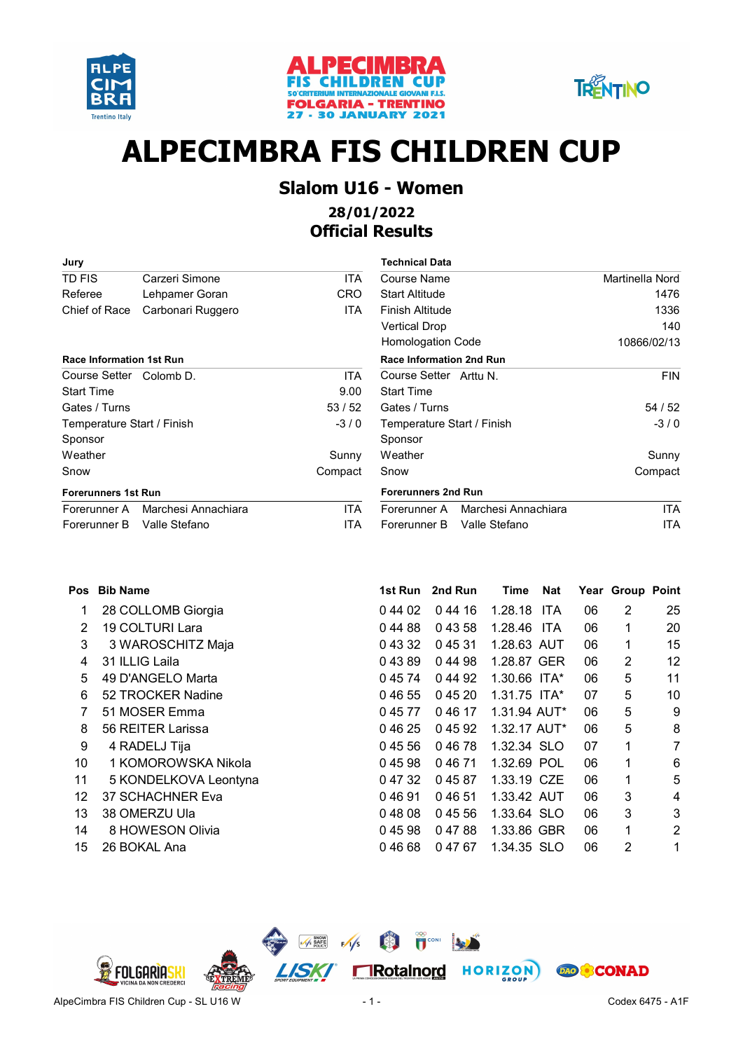# ALPECIMBRA FIS CHILDREN CUP

## Slalom U16 - Women

### 28/01/2022

### Official Results

| Jury | | |
|---|---|---|
| TD FIS | Carzeri Simone | ITA |
| Referee | Lehpamer Goran | CRO |
| Chief of Race | Carbonari Ruggero | ITA |

| Technical Data | |
|---|---|
| Course Name | Martinella Nord |
| Start Altitude | 1476 |
| Finish Altitude | 1336 |
| Vertical Drop | 140 |
| Homologation Code | 10866/02/13 |

| Race Information 1st Run | | |
|---|---|---|
| Course Setter | Colomb D. | ITA |
| Start Time | | 9.00 |
| Gates / Turns | | 53 / 52 |
| Temperature Start / Finish | | -3 / 0 |
| Sponsor | | |
| Weather | | Sunny |
| Snow | | Compact |

| Race Information 2nd Run | | |
|---|---|---|
| Course Setter | Arttu N. | FIN |
| Start Time | | |
| Gates / Turns | | 54 / 52 |
| Temperature Start / Finish | | -3 / 0 |
| Sponsor | | |
| Weather | | Sunny |
| Snow | | Compact |

| Forerunners 1st Run | | |
|---|---|---|
| Forerunner A | Marchesi Annachiara | ITA |
| Forerunner B | Valle Stefano | ITA |

| Forerunners 2nd Run | | |
|---|---|---|
| Forerunner A | Marchesi Annachiara | ITA |
| Forerunner B | Valle Stefano | ITA |

| Pos | Bib | Name | 1st Run | 2nd Run | Time | Nat | Year | Group | Point |
|---|---|---|---|---|---|---|---|---|---|
| 1 | 28 | COLLOMB Giorgia | 0 44 02 | 0 44 16 | 1.28.18 | ITA | 06 | 2 | 25 |
| 2 | 19 | COLTURI Lara | 0 44 88 | 0 43 58 | 1.28.46 | ITA | 06 | 1 | 20 |
| 3 | 3 | WAROSCHITZ Maja | 0 43 32 | 0 45 31 | 1.28.63 | AUT | 06 | 1 | 15 |
| 4 | 31 | ILLIG Laila | 0 43 89 | 0 44 98 | 1.28.87 | GER | 06 | 2 | 12 |
| 5 | 49 | D'ANGELO Marta | 0 45 74 | 0 44 92 | 1.30.66 | ITA* | 06 | 5 | 11 |
| 6 | 52 | TROCKER Nadine | 0 46 55 | 0 45 20 | 1.31.75 | ITA* | 07 | 5 | 10 |
| 7 | 51 | MOSER Emma | 0 45 77 | 0 46 17 | 1.31.94 | AUT* | 06 | 5 | 9 |
| 8 | 56 | REITER Larissa | 0 46 25 | 0 45 92 | 1.32.17 | AUT* | 06 | 5 | 8 |
| 9 | 4 | RADELJ Tija | 0 45 56 | 0 46 78 | 1.32.34 | SLO | 07 | 1 | 7 |
| 10 | 1 | KOMOROWSKA Nikola | 0 45 98 | 0 46 71 | 1.32.69 | POL | 06 | 1 | 6 |
| 11 | 5 | KONDELKOVA Leontyna | 0 47 32 | 0 45 87 | 1.33.19 | CZE | 06 | 1 | 5 |
| 12 | 37 | SCHACHNER Eva | 0 46 91 | 0 46 51 | 1.33.42 | AUT | 06 | 3 | 4 |
| 13 | 38 | OMERZU Ula | 0 48 08 | 0 45 56 | 1.33.64 | SLO | 06 | 3 | 3 |
| 14 | 8 | HOWESON Olivia | 0 45 98 | 0 47 88 | 1.33.86 | GBR | 06 | 1 | 2 |
| 15 | 26 | BOKAL Ana | 0 46 68 | 0 47 67 | 1.34.35 | SLO | 06 | 2 | 1 |

AlpeCimbra FIS Children Cup - SL U16 W — Codex 6475 - A1F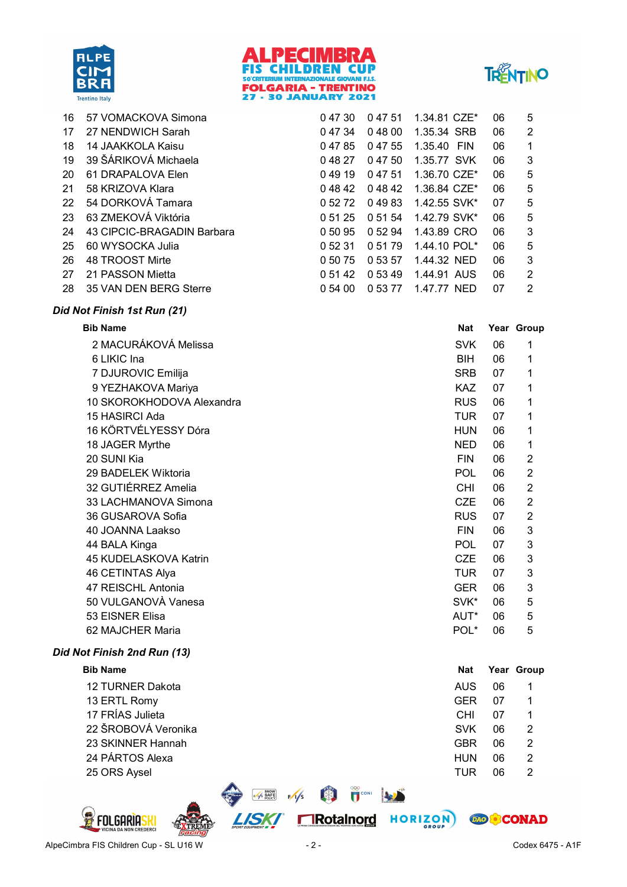| Rank | Bib | Name | Run 1 | Run 2 | Total | Nat | Year | Group |
|---|---|---|---|---|---|---|---|---|
| 16 | 57 | VOMACKOVA Simona | 0 47 30 | 0 47 51 | 1.34.81 | CZE* | 06 | 5 |
| 17 | 27 | NENDWICH Sarah | 0 47 34 | 0 48 00 | 1.35.34 | SRB | 06 | 2 |
| 18 | 14 | JAAKKOLA Kaisu | 0 47 85 | 0 47 55 | 1.35.40 | FIN | 06 | 1 |
| 19 | 39 | ŠÁRIKOVÁ Michaela | 0 48 27 | 0 47 50 | 1.35.77 | SVK | 06 | 3 |
| 20 | 61 | DRAPALOVA Elen | 0 49 19 | 0 47 51 | 1.36.70 | CZE* | 06 | 5 |
| 21 | 58 | KRIZOVA Klara | 0 48 42 | 0 48 42 | 1.36.84 | CZE* | 06 | 5 |
| 22 | 54 | DORKOVÁ Tamara | 0 52 72 | 0 49 83 | 1.42.55 | SVK* | 07 | 5 |
| 23 | 63 | ZMEKOVÁ Viktória | 0 51 25 | 0 51 54 | 1.42.79 | SVK* | 06 | 5 |
| 24 | 43 | CIPCIC-BRAGADIN Barbara | 0 50 95 | 0 52 94 | 1.43.89 | CRO | 06 | 3 |
| 25 | 60 | WYSOCKA Julia | 0 52 31 | 0 51 79 | 1.44.10 | POL* | 06 | 5 |
| 26 | 48 | TROOST Mirte | 0 50 75 | 0 53 57 | 1.44.32 | NED | 06 | 3 |
| 27 | 21 | PASSON Mietta | 0 51 42 | 0 53 49 | 1.44.91 | AUS | 06 | 2 |
| 28 | 35 | VAN DEN BERG Sterre | 0 54 00 | 0 53 77 | 1.47.77 | NED | 07 | 2 |

### *Did Not Finish 1st Run (21)*

| Bib | Name | Nat | Year | Group |
|---|---|---|---|---|
| 2 | MACURÁKOVÁ Melissa | SVK | 06 | 1 |
| 6 | LIKIC Ina | BIH | 06 | 1 |
| 7 | DJUROVIC Emilija | SRB | 07 | 1 |
| 9 | YEZHAKOVA Mariya | KAZ | 07 | 1 |
| 10 | SKOROKHODOVA Alexandra | RUS | 06 | 1 |
| 15 | HASIRCI Ada | TUR | 07 | 1 |
| 16 | KÖRTVÉLYESSY Dóra | HUN | 06 | 1 |
| 18 | JAGER Myrthe | NED | 06 | 1 |
| 20 | SUNI Kia | FIN | 06 | 2 |
| 29 | BADELEK Wiktoria | POL | 06 | 2 |
| 32 | GUTIÉRREZ Amelia | CHI | 06 | 2 |
| 33 | LACHMANOVA Simona | CZE | 06 | 2 |
| 36 | GUSAROVA Sofia | RUS | 07 | 2 |
| 40 | JOANNA Laakso | FIN | 06 | 3 |
| 44 | BALA Kinga | POL | 07 | 3 |
| 45 | KUDELASKOVA Katrin | CZE | 06 | 3 |
| 46 | CETINTAS Alya | TUR | 07 | 3 |
| 47 | REISCHL Antonia | GER | 06 | 3 |
| 50 | VULGANOVÀ Vanesa | SVK* | 06 | 5 |
| 53 | EISNER Elisa | AUT* | 06 | 5 |
| 62 | MAJCHER Maria | POL* | 06 | 5 |

### *Did Not Finish 2nd Run (13)*

| Bib | Name | Nat | Year | Group |
|---|---|---|---|---|
| 12 | TURNER Dakota | AUS | 06 | 1 |
| 13 | ERTL Romy | GER | 07 | 1 |
| 17 | FRÍAS Julieta | CHI | 07 | 1 |
| 22 | ŠROBOVÁ Veronika | SVK | 06 | 2 |
| 23 | SKINNER Hannah | GBR | 06 | 2 |
| 24 | PÁRTOS Alexa | HUN | 06 | 2 |
| 25 | ORS Aysel | TUR | 06 | 2 |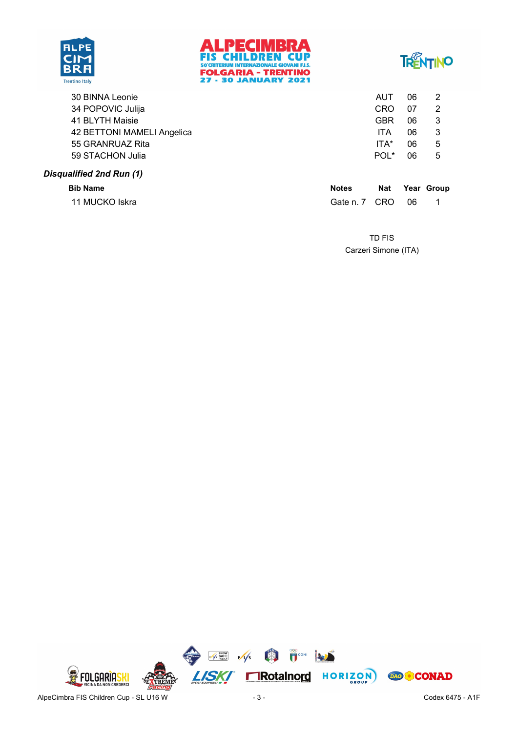| Bib Name | Nat | Year | Group |
|---|---|---|---|
| 30 BINNA Leonie | AUT | 06 | 2 |
| 34 POPOVIC Julija | CRO | 07 | 2 |
| 41 BLYTH Maisie | GBR | 06 | 3 |
| 42 BETTONI MAMELI Angelica | ITA | 06 | 3 |
| 55 GRANRUAZ Rita | ITA* | 06 | 5 |
| 59 STACHON Julia | POL* | 06 | 5 |

### *Disqualified 2nd Run (1)*

| Bib Name | Notes | Nat | Year | Group |
|---|---|---|---|---|
| 11 MUCKO Iskra | Gate n. 7 | CRO | 06 | 1 |

TD FIS
Carzeri Simone (ITA)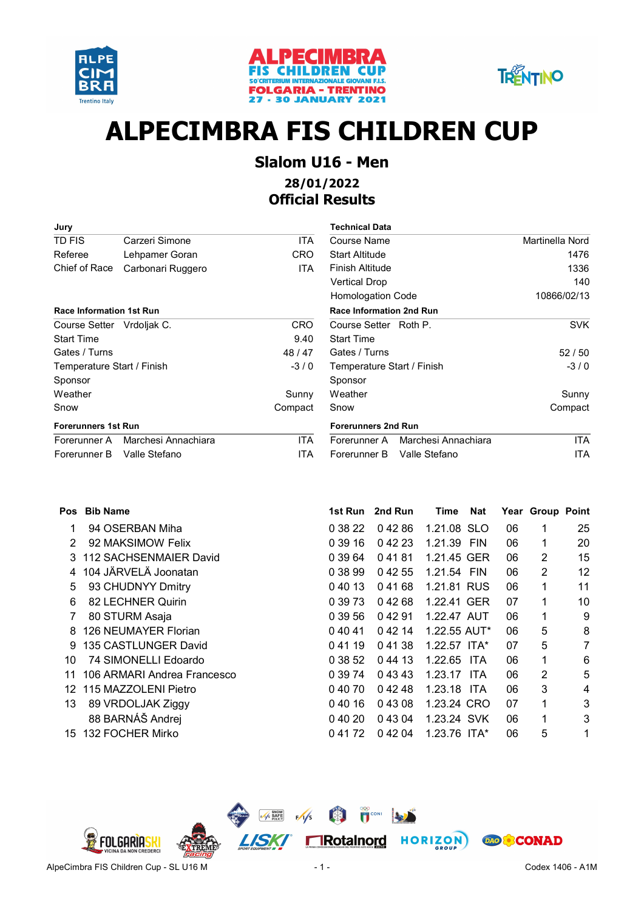# ALPECIMBRA FIS CHILDREN CUP

## Slalom U16 - Men

### 28/01/2022
### Official Results

| Jury | | |
|---|---|---|
| TD FIS | Carzeri Simone | ITA |
| Referee | Lehpamer Goran | CRO |
| Chief of Race | Carbonari Ruggero | ITA |

| Technical Data | |
|---|---|
| Course Name | Martinella Nord |
| Start Altitude | 1476 |
| Finish Altitude | 1336 |
| Vertical Drop | 140 |
| Homologation Code | 10866/02/13 |

| Race Information 1st Run | | |
|---|---|---|
| Course Setter | Vrdoljak C. | CRO |
| Start Time | | 9.40 |
| Gates / Turns | | 48 / 47 |
| Temperature Start / Finish | | -3 / 0 |
| Sponsor | | |
| Weather | | Sunny |
| Snow | | Compact |

| Race Information 2nd Run | | |
|---|---|---|
| Course Setter | Roth P. | SVK |
| Start Time | | |
| Gates / Turns | | 52 / 50 |
| Temperature Start / Finish | | -3 / 0 |
| Sponsor | | |
| Weather | | Sunny |
| Snow | | Compact |

| Forerunners 1st Run | | |
|---|---|---|
| Forerunner A | Marchesi Annachiara | ITA |
| Forerunner B | Valle Stefano | ITA |

| Forerunners 2nd Run | | |
|---|---|---|
| Forerunner A | Marchesi Annachiara | ITA |
| Forerunner B | Valle Stefano | ITA |

| Pos | Bib | Name | 1st Run | 2nd Run | Time | Nat | Year | Group | Point |
|---|---|---|---|---|---|---|---|---|---|
| 1 | 94 | OSERBAN Miha | 0 38 22 | 0 42 86 | 1.21.08 | SLO | 06 | 1 | 25 |
| 2 | 92 | MAKSIMOW Felix | 0 39 16 | 0 42 23 | 1.21.39 | FIN | 06 | 1 | 20 |
| 3 | 112 | SACHSENMAIER David | 0 39 64 | 0 41 81 | 1.21.45 | GER | 06 | 2 | 15 |
| 4 | 104 | JÄRVELÄ Joonatan | 0 38 99 | 0 42 55 | 1.21.54 | FIN | 06 | 2 | 12 |
| 5 | 93 | CHUDNYY Dmitry | 0 40 13 | 0 41 68 | 1.21.81 | RUS | 06 | 1 | 11 |
| 6 | 82 | LECHNER Quirin | 0 39 73 | 0 42 68 | 1.22.41 | GER | 07 | 1 | 10 |
| 7 | 80 | STURM Asaja | 0 39 56 | 0 42 91 | 1.22.47 | AUT | 06 | 1 | 9 |
| 8 | 126 | NEUMAYER Florian | 0 40 41 | 0 42 14 | 1.22.55 | AUT* | 06 | 5 | 8 |
| 9 | 135 | CASTLUNGER David | 0 41 19 | 0 41 38 | 1.22.57 | ITA* | 07 | 5 | 7 |
| 10 | 74 | SIMONELLI Edoardo | 0 38 52 | 0 44 13 | 1.22.65 | ITA | 06 | 1 | 6 |
| 11 | 106 | ARMARI Andrea Francesco | 0 39 74 | 0 43 43 | 1.23.17 | ITA | 06 | 2 | 5 |
| 12 | 115 | MAZZOLENI Pietro | 0 40 70 | 0 42 48 | 1.23.18 | ITA | 06 | 3 | 4 |
| 13 | 89 | VRDOLJAK Ziggy | 0 40 16 | 0 43 08 | 1.23.24 | CRO | 07 | 1 | 3 |
| | 88 | BARNÁŠ Andrej | 0 40 20 | 0 43 04 | 1.23.24 | SVK | 06 | 1 | 3 |
| 15 | 132 | FOCHER Mirko | 0 41 72 | 0 42 04 | 1.23.76 | ITA* | 06 | 5 | 1 |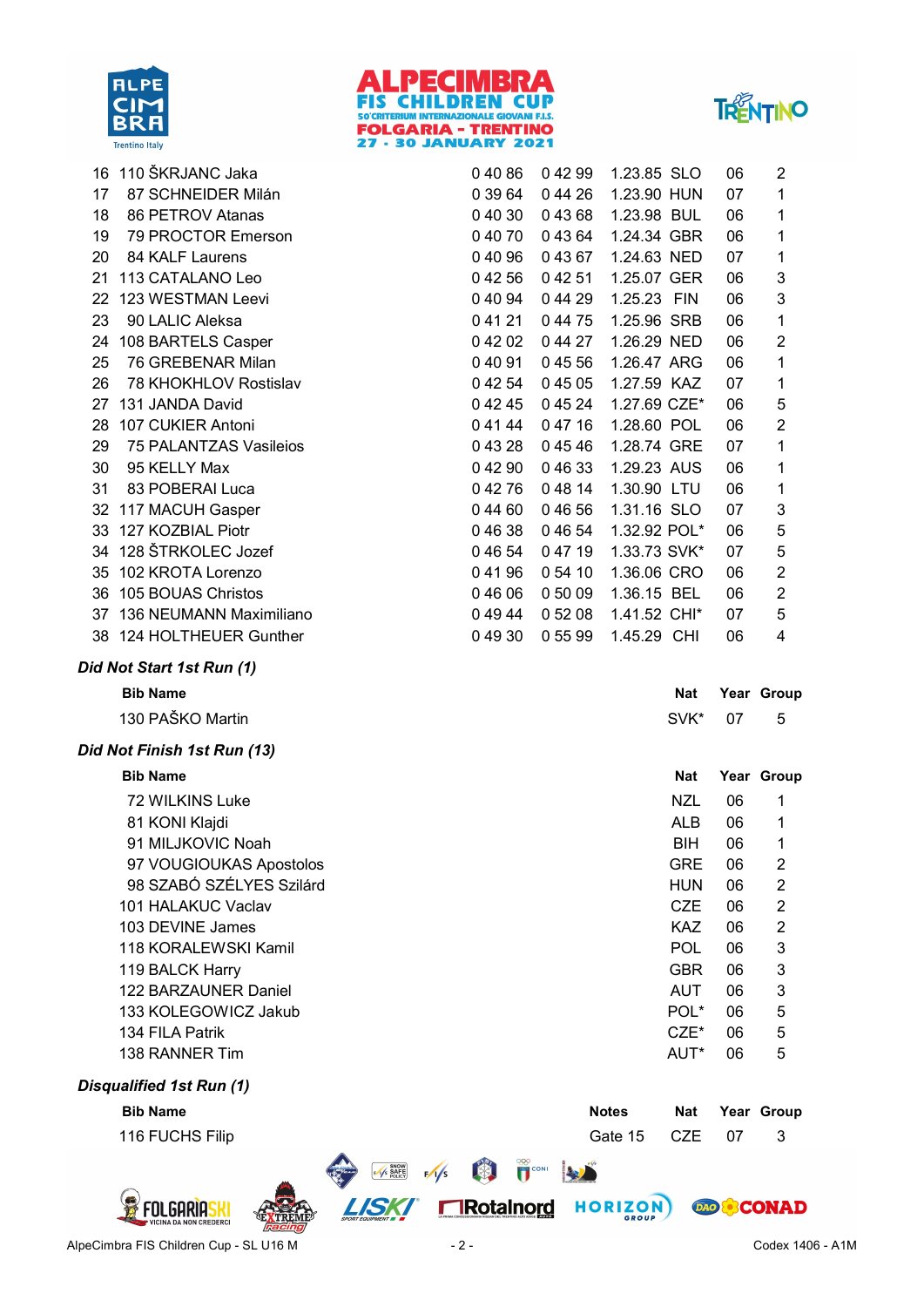| | | | | | | | |
|---|---|---|---|---|---|---|---|
| 16 | 110 ŠKRJANC Jaka | 0 40 86 | 0 42 99 | 1.23.85 | SLO | 06 | 2 |
| 17 | 87 SCHNEIDER Milán | 0 39 64 | 0 44 26 | 1.23.90 | HUN | 07 | 1 |
| 18 | 86 PETROV Atanas | 0 40 30 | 0 43 68 | 1.23.98 | BUL | 06 | 1 |
| 19 | 79 PROCTOR Emerson | 0 40 70 | 0 43 64 | 1.24.34 | GBR | 06 | 1 |
| 20 | 84 KALF Laurens | 0 40 96 | 0 43 67 | 1.24.63 | NED | 07 | 1 |
| 21 | 113 CATALANO Leo | 0 42 56 | 0 42 51 | 1.25.07 | GER | 06 | 3 |
| 22 | 123 WESTMAN Leevi | 0 40 94 | 0 44 29 | 1.25.23 | FIN | 06 | 3 |
| 23 | 90 LALIC Aleksa | 0 41 21 | 0 44 75 | 1.25.96 | SRB | 06 | 1 |
| 24 | 108 BARTELS Casper | 0 42 02 | 0 44 27 | 1.26.29 | NED | 06 | 2 |
| 25 | 76 GREBENAR Milan | 0 40 91 | 0 45 56 | 1.26.47 | ARG | 06 | 1 |
| 26 | 78 KHOKHLOV Rostislav | 0 42 54 | 0 45 05 | 1.27.59 | KAZ | 07 | 1 |
| 27 | 131 JANDA David | 0 42 45 | 0 45 24 | 1.27.69 | CZE* | 06 | 5 |
| 28 | 107 CUKIER Antoni | 0 41 44 | 0 47 16 | 1.28.60 | POL | 06 | 2 |
| 29 | 75 PALANTZAS Vasileios | 0 43 28 | 0 45 46 | 1.28.74 | GRE | 07 | 1 |
| 30 | 95 KELLY Max | 0 42 90 | 0 46 33 | 1.29.23 | AUS | 06 | 1 |
| 31 | 83 POBERAI Luca | 0 42 76 | 0 48 14 | 1.30.90 | LTU | 06 | 1 |
| 32 | 117 MACUH Gasper | 0 44 60 | 0 46 56 | 1.31.16 | SLO | 07 | 3 |
| 33 | 127 KOZBIAL Piotr | 0 46 38 | 0 46 54 | 1.32.92 | POL* | 06 | 5 |
| 34 | 128 ŠTRKOLEC Jozef | 0 46 54 | 0 47 19 | 1.33.73 | SVK* | 07 | 5 |
| 35 | 102 KROTA Lorenzo | 0 41 96 | 0 54 10 | 1.36.06 | CRO | 06 | 2 |
| 36 | 105 BOUAS Christos | 0 46 06 | 0 50 09 | 1.36.15 | BEL | 06 | 2 |
| 37 | 136 NEUMANN Maximiliano | 0 49 44 | 0 52 08 | 1.41.52 | CHI* | 07 | 5 |
| 38 | 124 HOLTHEUER Gunther | 0 49 30 | 0 55 99 | 1.45.29 | CHI | 06 | 4 |

### *Did Not Start 1st Run (1)*

| Bib Name | Nat | Year | Group |
|---|---|---|---|
| 130 PAŠKO Martin | SVK* | 07 | 5 |

### *Did Not Finish 1st Run (13)*

| Bib Name | Nat | Year | Group |
|---|---|---|---|
| 72 WILKINS Luke | NZL | 06 | 1 |
| 81 KONI Klajdi | ALB | 06 | 1 |
| 91 MILJKOVIC Noah | BIH | 06 | 1 |
| 97 VOUGIOUKAS Apostolos | GRE | 06 | 2 |
| 98 SZABÓ SZÉLYES Szilárd | HUN | 06 | 2 |
| 101 HALAKUC Vaclav | CZE | 06 | 2 |
| 103 DEVINE James | KAZ | 06 | 2 |
| 118 KORALEWSKI Kamil | POL | 06 | 3 |
| 119 BALCK Harry | GBR | 06 | 3 |
| 122 BARZAUNER Daniel | AUT | 06 | 3 |
| 133 KOLEGOWICZ Jakub | POL* | 06 | 5 |
| 134 FILA Patrik | CZE* | 06 | 5 |
| 138 RANNER Tim | AUT* | 06 | 5 |

### *Disqualified 1st Run (1)*

| Bib Name | Notes | Nat | Year | Group |
|---|---|---|---|---|
| 116 FUCHS Filip | Gate 15 | CZE | 07 | 3 |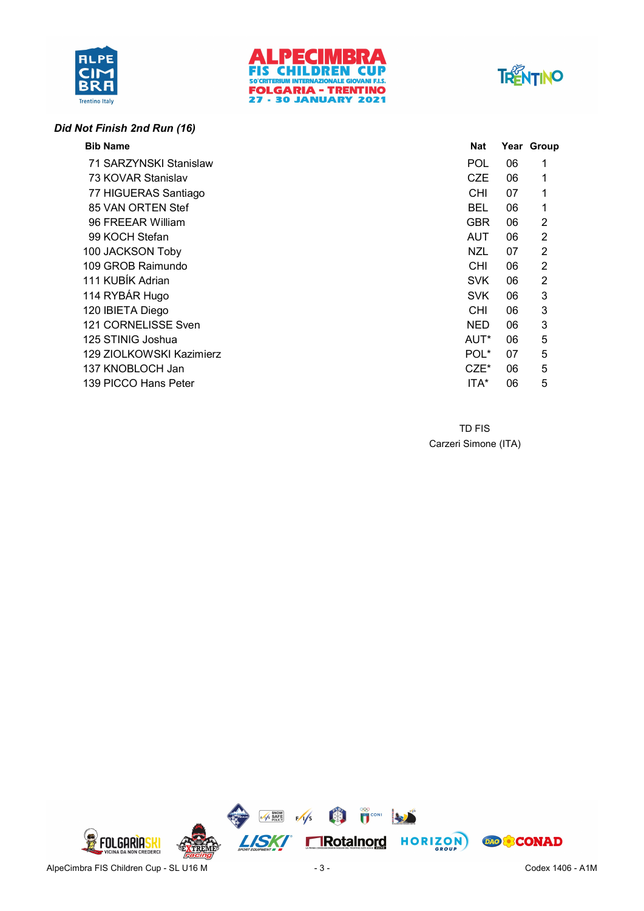*Did Not Finish 2nd Run (16)*

| Bib | Name | Nat | Year | Group |
|---|---|---|---|---|
| 71 | SARZYNSKI Stanislaw | POL | 06 | 1 |
| 73 | KOVAR Stanislav | CZE | 06 | 1 |
| 77 | HIGUERAS Santiago | CHI | 07 | 1 |
| 85 | VAN ORTEN Stef | BEL | 06 | 1 |
| 96 | FREEAR William | GBR | 06 | 2 |
| 99 | KOCH Stefan | AUT | 06 | 2 |
| 100 | JACKSON Toby | NZL | 07 | 2 |
| 109 | GROB Raimundo | CHI | 06 | 2 |
| 111 | KUBÍK Adrian | SVK | 06 | 2 |
| 114 | RYBÁR Hugo | SVK | 06 | 3 |
| 120 | IBIETA Diego | CHI | 06 | 3 |
| 121 | CORNELISSE Sven | NED | 06 | 3 |
| 125 | STINIG Joshua | AUT* | 06 | 5 |
| 129 | ZIOLKOWSKI Kazimierz | POL* | 07 | 5 |
| 137 | KNOBLOCH Jan | CZE* | 06 | 5 |
| 139 | PICCO Hans Peter | ITA* | 06 | 5 |

TD FIS
Carzeri Simone (ITA)